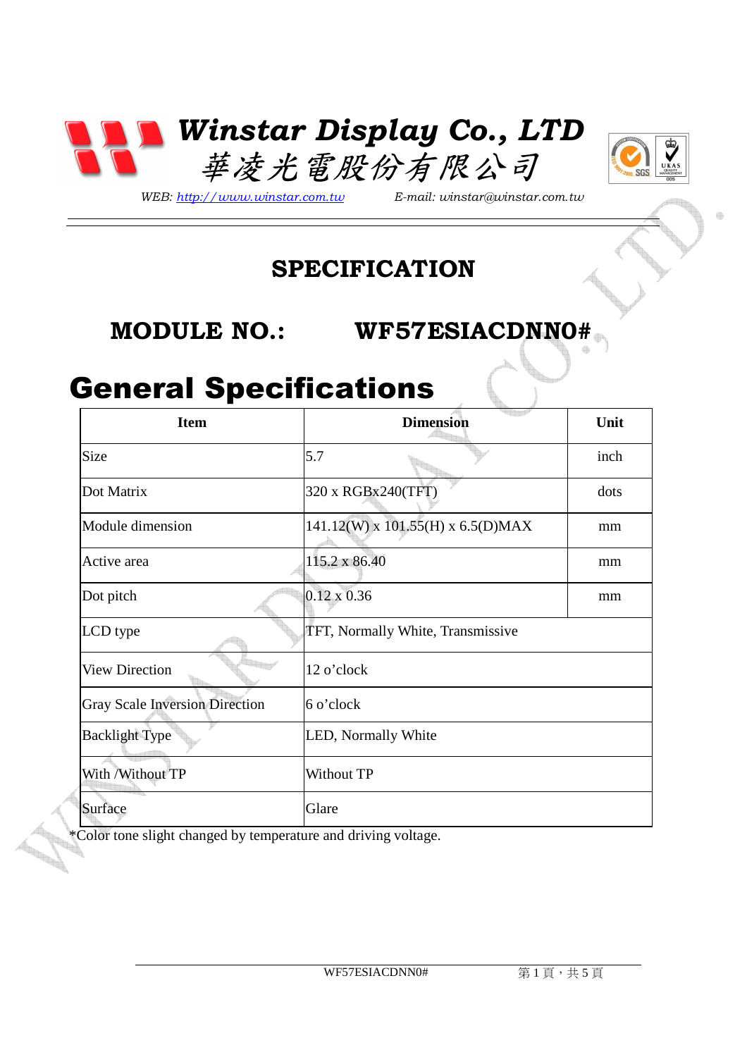# Winstar Display Co., LTD

華凌光電股份有限公司

*WEB: http://www.winstar.com.tw* *E-mail: winstar@winstar.com.tw*

## SPECIFICATION

## MODULE NO.: WF57ESIACDNN0#

# General Specifications

| Item | Dimension | Unit |
|---|---|---|
| Size | 5.7 | inch |
| Dot Matrix | 320 x RGBx240(TFT) | dots |
| Module dimension | 141.12(W) x 101.55(H) x 6.5(D)MAX | mm |
| Active area | 115.2 x 86.40 | mm |
| Dot pitch | 0.12 x 0.36 | mm |
| LCD type | TFT, Normally White, Transmissive | |
| View Direction | 12 o'clock | |
| Gray Scale Inversion Direction | 6 o'clock | |
| Backlight Type | LED, Normally White | |
| With /Without TP | Without TP | |
| Surface | Glare | |

*Color tone slight changed by temperature and driving voltage.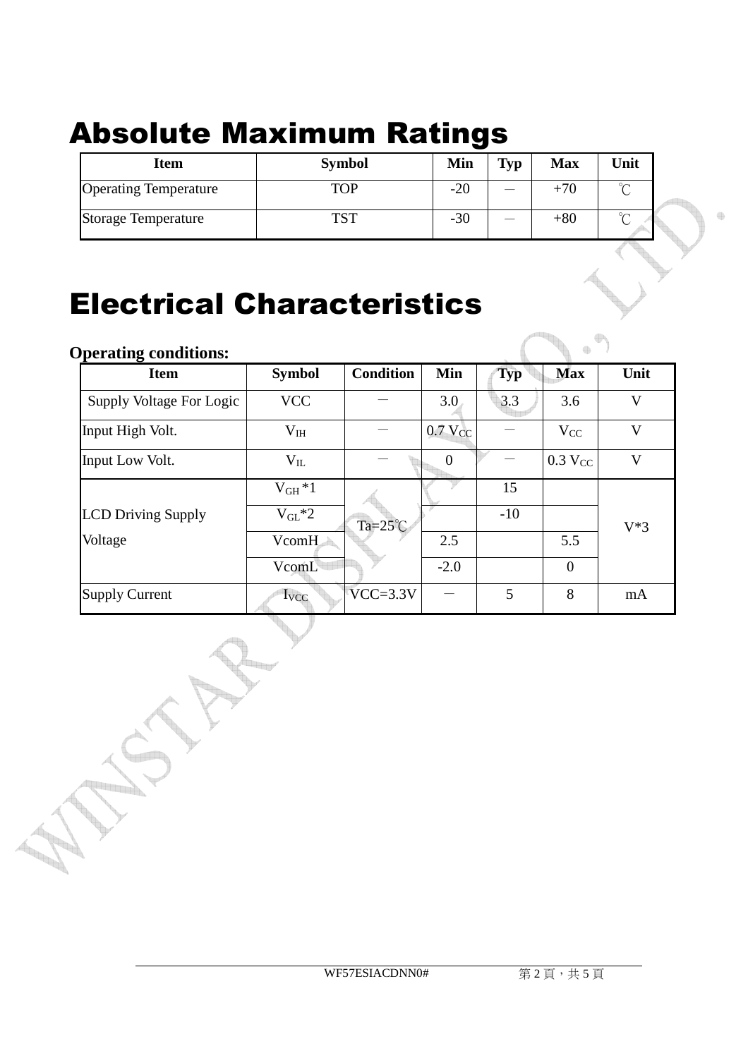# Absolute Maximum Ratings

| Item | Symbol | Min | Typ | Max | Unit |
|---|---|---|---|---|---|
| Operating Temperature | TOP | -20 | — | +70 | ℃ |
| Storage Temperature | TST | -30 | — | +80 | ℃ |

# Electrical Characteristics

**Operating conditions:**

| Item | Symbol | Condition | Min | Typ | Max | Unit |
|---|---|---|---|---|---|---|
| Supply Voltage For Logic | VCC | — | 3.0 | 3.3 | 3.6 | V |
| Input High Volt. | $V_{IH}$ | — | 0.7 $V_{CC}$ | — | $V_{CC}$ | V |
| Input Low Volt. | $V_{IL}$ | — | 0 | — | 0.3 $V_{CC}$ | V |
| LCD Driving Supply Voltage | $V_{GH}$ *1 | Ta=25℃ | | 15 | | V*3 |
| | $V_{GL}$*2 | | | -10 | | |
| | VcomH | | 2.5 | | 5.5 | |
| | VcomL | | -2.0 | | 0 | |
| Supply Current | $I_{VCC}$ | VCC=3.3V | — | 5 | 8 | mA |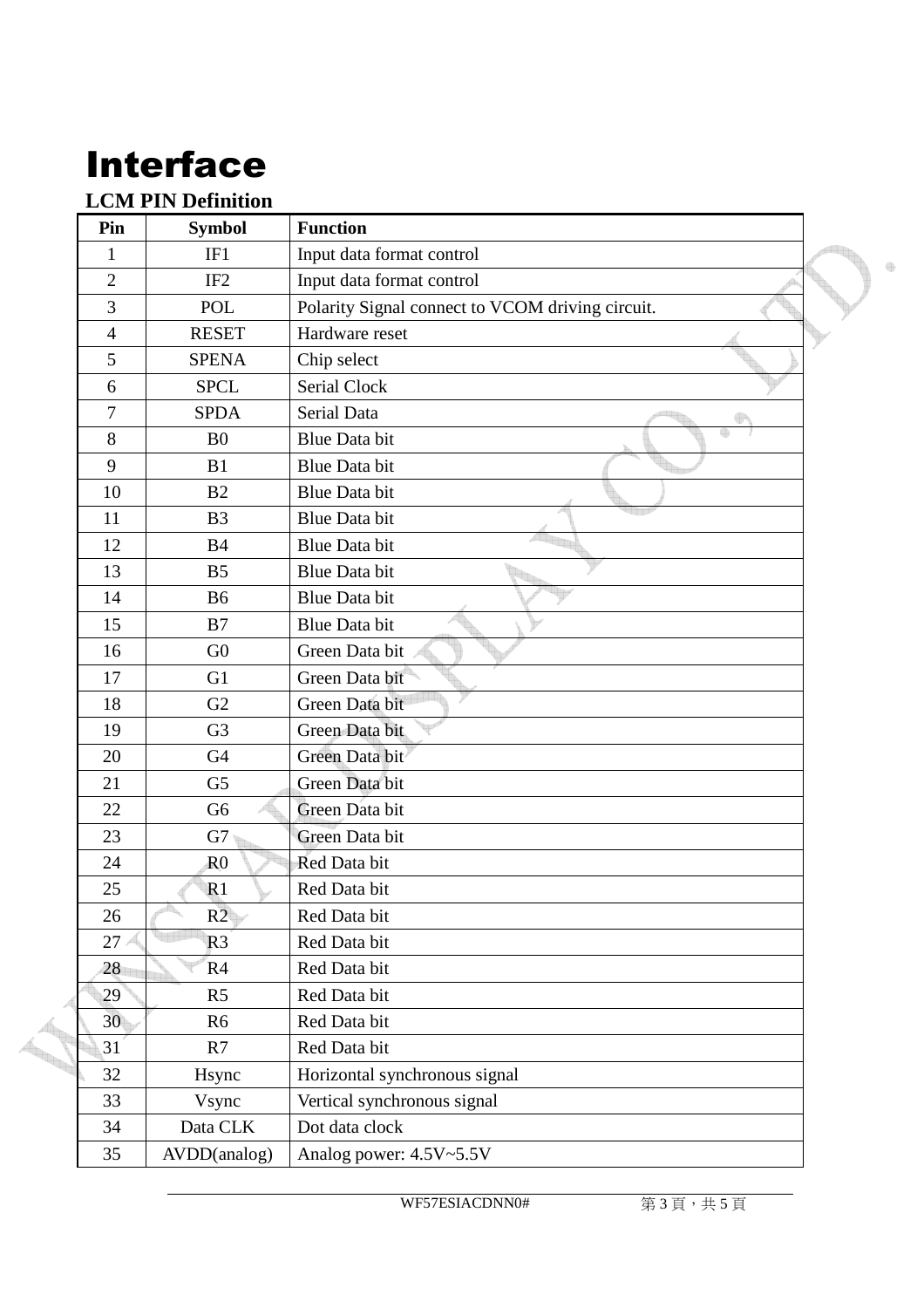# Interface

## LCM PIN Definition

| Pin | Symbol | Function |
|---|---|---|
| 1 | IF1 | Input data format control |
| 2 | IF2 | Input data format control |
| 3 | POL | Polarity Signal connect to VCOM driving circuit. |
| 4 | RESET | Hardware reset |
| 5 | SPENA | Chip select |
| 6 | SPCL | Serial Clock |
| 7 | SPDA | Serial Data |
| 8 | B0 | Blue Data bit |
| 9 | B1 | Blue Data bit |
| 10 | B2 | Blue Data bit |
| 11 | B3 | Blue Data bit |
| 12 | B4 | Blue Data bit |
| 13 | B5 | Blue Data bit |
| 14 | B6 | Blue Data bit |
| 15 | B7 | Blue Data bit |
| 16 | G0 | Green Data bit |
| 17 | G1 | Green Data bit |
| 18 | G2 | Green Data bit |
| 19 | G3 | Green Data bit |
| 20 | G4 | Green Data bit |
| 21 | G5 | Green Data bit |
| 22 | G6 | Green Data bit |
| 23 | G7 | Green Data bit |
| 24 | R0 | Red Data bit |
| 25 | R1 | Red Data bit |
| 26 | R2 | Red Data bit |
| 27 | R3 | Red Data bit |
| 28 | R4 | Red Data bit |
| 29 | R5 | Red Data bit |
| 30 | R6 | Red Data bit |
| 31 | R7 | Red Data bit |
| 32 | Hsync | Horizontal synchronous signal |
| 33 | Vsync | Vertical synchronous signal |
| 34 | Data CLK | Dot data clock |
| 35 | AVDD(analog) | Analog power: 4.5V~5.5V |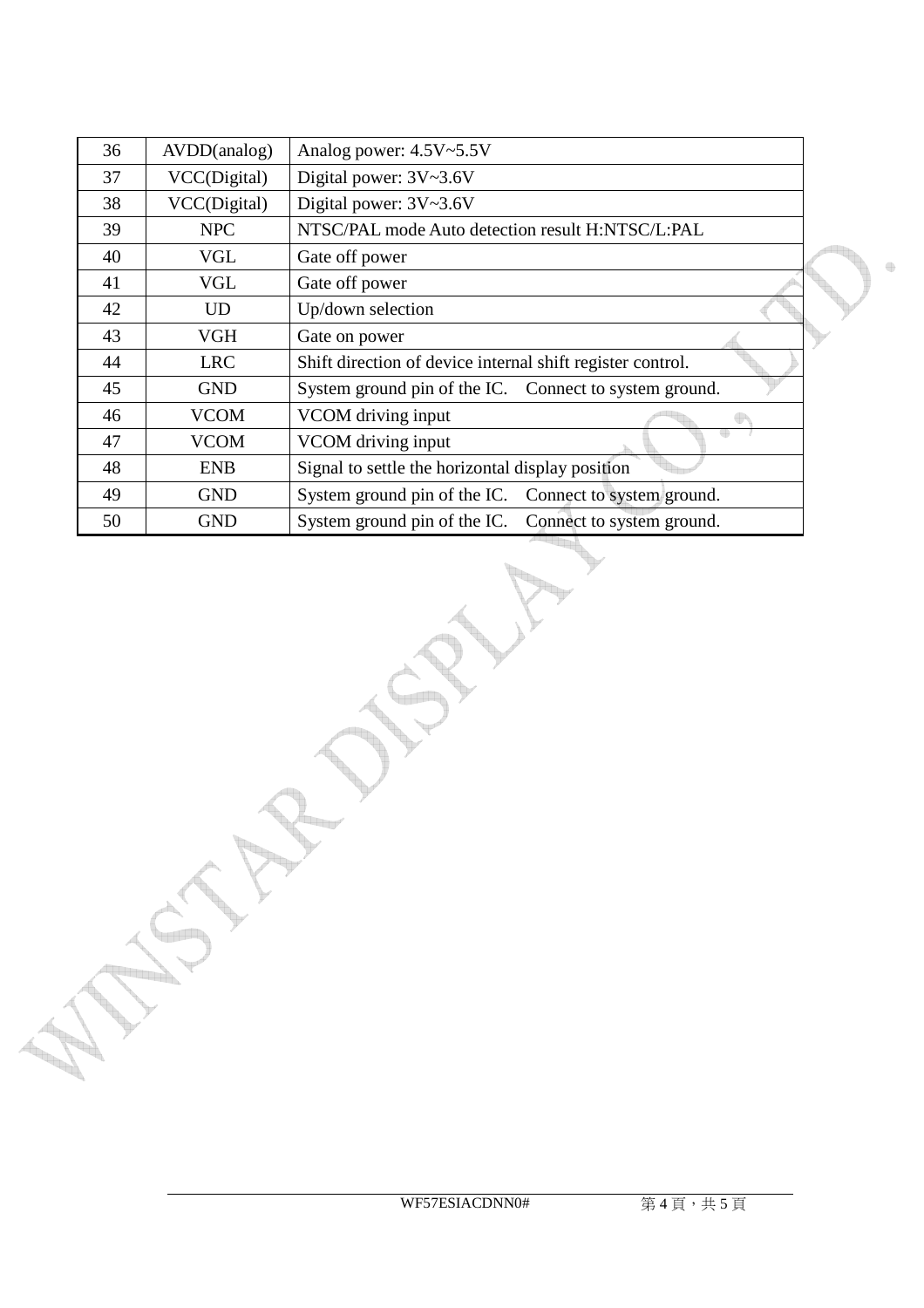| 36 | AVDD(analog) | Analog power: 4.5V~5.5V |
|---|---|---|
| 37 | VCC(Digital) | Digital power: 3V~3.6V |
| 38 | VCC(Digital) | Digital power: 3V~3.6V |
| 39 | NPC | NTSC/PAL mode Auto detection result H:NTSC/L:PAL |
| 40 | VGL | Gate off power |
| 41 | VGL | Gate off power |
| 42 | UD | Up/down selection |
| 43 | VGH | Gate on power |
| 44 | LRC | Shift direction of device internal shift register control. |
| 45 | GND | System ground pin of the IC. Connect to system ground. |
| 46 | VCOM | VCOM driving input |
| 47 | VCOM | VCOM driving input |
| 48 | ENB | Signal to settle the horizontal display position |
| 49 | GND | System ground pin of the IC. Connect to system ground. |
| 50 | GND | System ground pin of the IC. Connect to system ground. |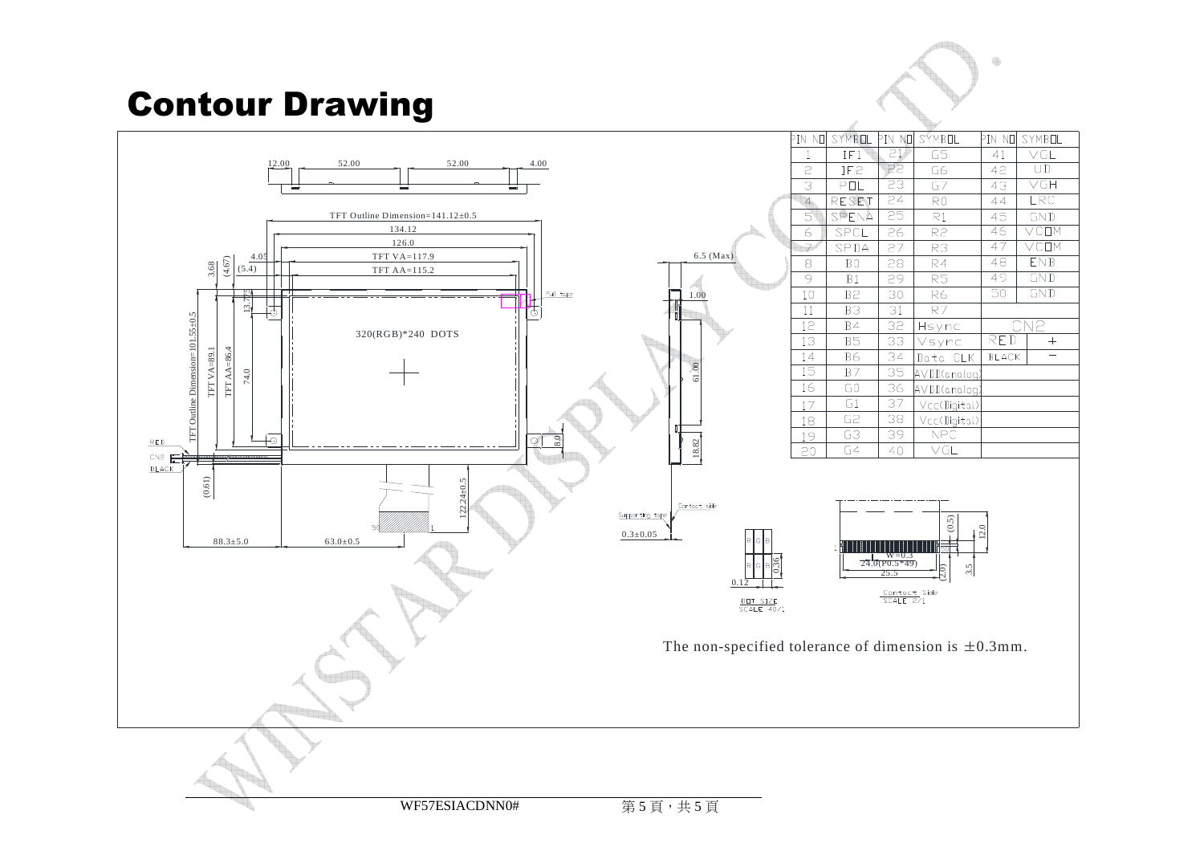# Contour Drawing

| PIN NO | SYMBOL | PIN NO | SYMBOL | PIN NO | SYMBOL |
|---|---|---|---|---|---|
| 1 | IF1 | 21 | G5 | 41 | VGL |
| 2 | IF2 | 22 | G6 | 42 | UD |
| 3 | POL | 23 | G7 | 43 | VGH |
| 4 | RESET | 24 | R0 | 44 | LRC |
| 5 | SPENA | 25 | R1 | 45 | GND |
| 6 | SPCL | 26 | R2 | 46 | VCOM |
| 7 | SPDA | 27 | R3 | 47 | VCOM |
| 8 | B0 | 28 | R4 | 48 | ENB |
| 9 | B1 | 29 | R5 | 49 | GND |
| 10 | B2 | 30 | R6 | 50 | GND |
| 11 | B3 | 31 | R7 | | |
| 12 | B4 | 32 | Hsync | CN2 | |
| 13 | B5 | 33 | Vsync | RED | + |
| 14 | B6 | 34 | Data CLK | BLACK | − |
| 15 | B7 | 35 | AVDD(analog) | | |
| 16 | G0 | 36 | AVDD(analog) | | |
| 17 | G1 | 37 | Vcc(Digital) | | |
| 18 | G2 | 38 | Vcc(Digital) | | |
| 19 | G3 | 39 | NPC | | |
| 20 | G4 | 40 | VGL | | |

12.00
52.00
52.00
4.00
TFT Outline Dimension=141.12±0.5
134.12
126.0
TFT VA=117.9
TFT AA=115.2
4.05
(5.4)
3.68
(4.67)
13.775
320(RGB)*240 DOTS
TFT Outline Dimension=101.55±0.5
TFT VA=89.1
TFT AA=86.4
74.0
Pull tape
RED
CN2
BLACK
8.0
(0.61)
122.24±0.5
88.3±5.0
63.0±0.5
6.5 (Max)
1.00
61.00
18.82
Supporting tape
Contact side
0.3±0.05
0.36
0.12
DOT SIZE
SCALE 40/1
(0.5)
12.0
W=0.3
24.0(P0.5*49)
25.5
(2.0)
3.5
Contact Side
SCALE 2/1

The non-specified tolerance of dimension is ±0.3mm.